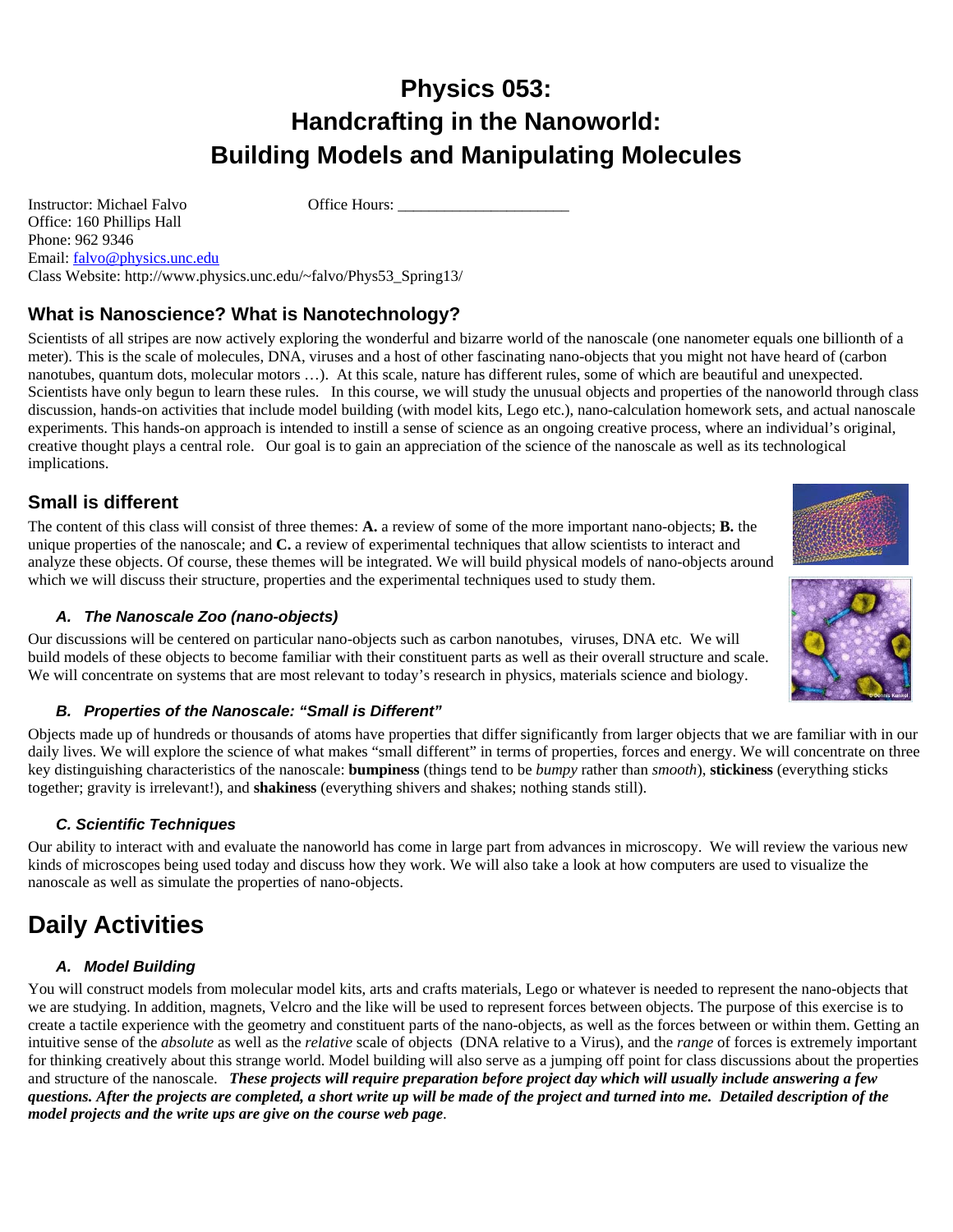# Physics 053: Handcrafting in the Nanoworld: Building Models and Manipulating Molecules

Instructor: Michael Falvo
Office Hours: ______________________
Office: 160 Phillips Hall
Phone: 962 9346
Email: falvo@physics.unc.edu
Class Website: http://www.physics.unc.edu/~falvo/Phys53_Spring13/

## What is Nanoscience? What is Nanotechnology?

Scientists of all stripes are now actively exploring the wonderful and bizarre world of the nanoscale (one nanometer equals one billionth of a meter). This is the scale of molecules, DNA, viruses and a host of other fascinating nano-objects that you might not have heard of (carbon nanotubes, quantum dots, molecular motors …). At this scale, nature has different rules, some of which are beautiful and unexpected. Scientists have only begun to learn these rules. In this course, we will study the unusual objects and properties of the nanoworld through class discussion, hands-on activities that include model building (with model kits, Lego etc.), nano-calculation homework sets, and actual nanoscale experiments. This hands-on approach is intended to instill a sense of science as an ongoing creative process, where an individual's original, creative thought plays a central role. Our goal is to gain an appreciation of the science of the nanoscale as well as its technological implications.

## Small is different

The content of this class will consist of three themes: **A.** a review of some of the more important nano-objects; **B.** the unique properties of the nanoscale; and **C.** a review of experimental techniques that allow scientists to interact and analyze these objects. Of course, these themes will be integrated. We will build physical models of nano-objects around which we will discuss their structure, properties and the experimental techniques used to study them.

### A. The Nanoscale Zoo (nano-objects)

Our discussions will be centered on particular nano-objects such as carbon nanotubes, viruses, DNA etc. We will build models of these objects to become familiar with their constituent parts as well as their overall structure and scale. We will concentrate on systems that are most relevant to today's research in physics, materials science and biology.

### B. Properties of the Nanoscale: "Small is Different"

Objects made up of hundreds or thousands of atoms have properties that differ significantly from larger objects that we are familiar with in our daily lives. We will explore the science of what makes "small different" in terms of properties, forces and energy. We will concentrate on three key distinguishing characteristics of the nanoscale: **bumpiness** (things tend to be *bumpy* rather than *smooth*), **stickiness** (everything sticks together; gravity is irrelevant!), and **shakiness** (everything shivers and shakes; nothing stands still).

### C. Scientific Techniques

Our ability to interact with and evaluate the nanoworld has come in large part from advances in microscopy. We will review the various new kinds of microscopes being used today and discuss how they work. We will also take a look at how computers are used to visualize the nanoscale as well as simulate the properties of nano-objects.

# Daily Activities

### A. Model Building

You will construct models from molecular model kits, arts and crafts materials, Lego or whatever is needed to represent the nano-objects that we are studying. In addition, magnets, Velcro and the like will be used to represent forces between objects. The purpose of this exercise is to create a tactile experience with the geometry and constituent parts of the nano-objects, as well as the forces between or within them. Getting an intuitive sense of the *absolute* as well as the *relative* scale of objects (DNA relative to a Virus), and the *range* of forces is extremely important for thinking creatively about this strange world. Model building will also serve as a jumping off point for class discussions about the properties and structure of the nanoscale. ***These projects will require preparation before project day which will usually include answering a few questions. After the projects are completed, a short write up will be made of the project and turned into me. Detailed description of the model projects and the write ups are give on the course web page***.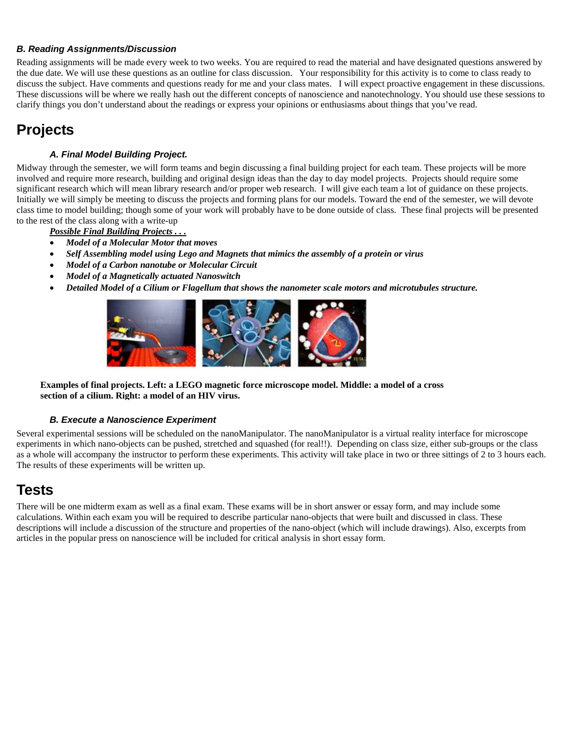### *B. Reading Assignments/Discussion*

Reading assignments will be made every week to two weeks. You are required to read the material and have designated questions answered by the due date. We will use these questions as an outline for class discussion. Your responsibility for this activity is to come to class ready to discuss the subject. Have comments and questions ready for me and your class mates. I will expect proactive engagement in these discussions. These discussions will be where we really hash out the different concepts of nanoscience and nanotechnology. You should use these sessions to clarify things you don't understand about the readings or express your opinions or enthusiasms about things that you've read.

## Projects

### *A. Final Model Building Project.*

Midway through the semester, we will form teams and begin discussing a final building project for each team. These projects will be more involved and require more research, building and original design ideas than the day to day model projects. Projects should require some significant research which will mean library research and/or proper web research. I will give each team a lot of guidance on these projects. Initially we will simply be meeting to discuss the projects and forming plans for our models. Toward the end of the semester, we will devote class time to model building; though some of your work will probably have to be done outside of class. These final projects will be presented to the rest of the class along with a write-up

***Possible Final Building Projects . . .***

- ***Model of a Molecular Motor that moves***
- ***Self Assembling model using Lego and Magnets that mimics the assembly of a protein or virus***
- ***Model of a Carbon nanotube or Molecular Circuit***
- ***Model of a Magnetically actuated Nanoswitch***
- ***Detailed Model of a Cilium or Flagellum that shows the nanometer scale motors and microtubules structure.***

**Examples of final projects. Left: a LEGO magnetic force microscope model. Middle: a model of a cross section of a cilium. Right: a model of an HIV virus.**

### *B. Execute a Nanoscience Experiment*

Several experimental sessions will be scheduled on the nanoManipulator. The nanoManipulator is a virtual reality interface for microscope experiments in which nano-objects can be pushed, stretched and squashed (for real!!). Depending on class size, either sub-groups or the class as a whole will accompany the instructor to perform these experiments. This activity will take place in two or three sittings of 2 to 3 hours each. The results of these experiments will be written up.

## Tests

There will be one midterm exam as well as a final exam. These exams will be in short answer or essay form, and may include some calculations. Within each exam you will be required to describe particular nano-objects that were built and discussed in class. These descriptions will include a discussion of the structure and properties of the nano-object (which will include drawings). Also, excerpts from articles in the popular press on nanoscience will be included for critical analysis in short essay form.